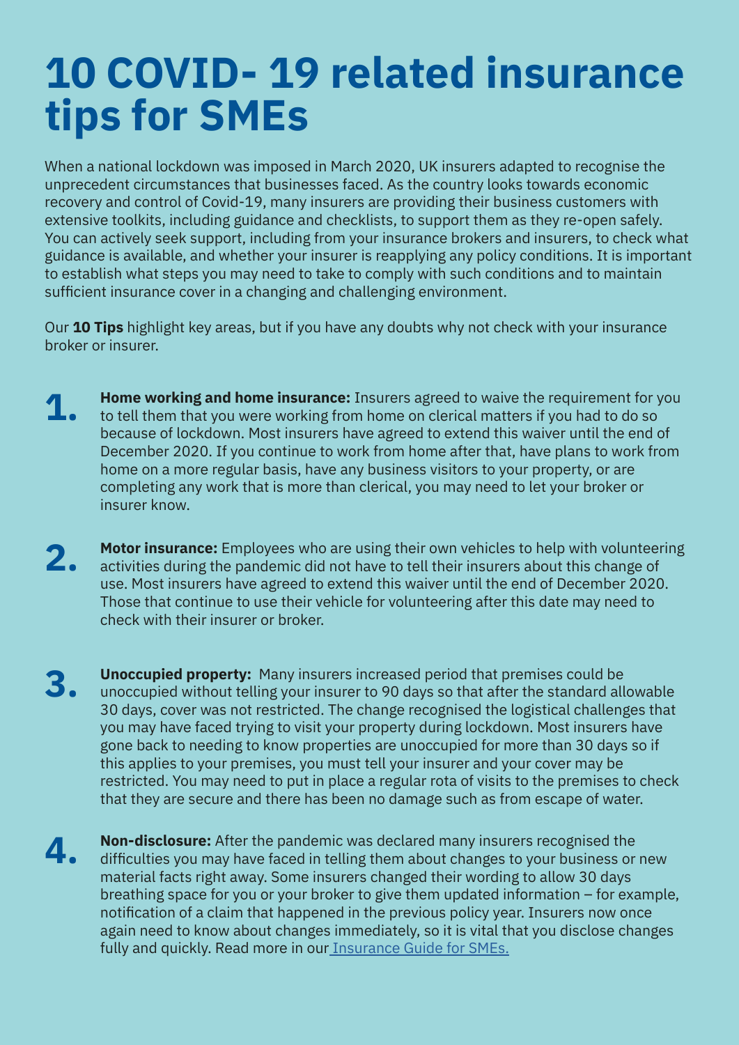# 10 COVID- 19 related insurance tips for SMEs

When a national lockdown was imposed in March 2020, UK insurers adapted to recognise the unprecedent circumstances that businesses faced. As the country looks towards economic recovery and control of Covid-19, many insurers are providing their business customers with extensive toolkits, including guidance and checklists, to support them as they re-open safely. You can actively seek support, including from your insurance brokers and insurers, to check what guidance is available, and whether your insurer is reapplying any policy conditions. It is important to establish what steps you may need to take to comply with such conditions and to maintain sufficient insurance cover in a changing and challenging environment.

Our **10 Tips** highlight key areas, but if you have any doubts why not check with your insurance broker or insurer.

1. **Home working and home insurance:** Insurers agreed to waive the requirement for you to tell them that you were working from home on clerical matters if you had to do so because of lockdown. Most insurers have agreed to extend this waiver until the end of December 2020. If you continue to work from home after that, have plans to work from home on a more regular basis, have any business visitors to your property, or are completing any work that is more than clerical, you may need to let your broker or insurer know.

2. **Motor insurance:** Employees who are using their own vehicles to help with volunteering activities during the pandemic did not have to tell their insurers about this change of use. Most insurers have agreed to extend this waiver until the end of December 2020. Those that continue to use their vehicle for volunteering after this date may need to check with their insurer or broker.

3. **Unoccupied property:** Many insurers increased period that premises could be unoccupied without telling your insurer to 90 days so that after the standard allowable 30 days, cover was not restricted. The change recognised the logistical challenges that you may have faced trying to visit your property during lockdown. Most insurers have gone back to needing to know properties are unoccupied for more than 30 days so if this applies to your premises, you must tell your insurer and your cover may be restricted. You may need to put in place a regular rota of visits to the premises to check that they are secure and there has been no damage such as from escape of water.

4. **Non-disclosure:** After the pandemic was declared many insurers recognised the difficulties you may have faced in telling them about changes to your business or new material facts right away. Some insurers changed their wording to allow 30 days breathing space for you or your broker to give them updated information – for example, notification of a claim that happened in the previous policy year. Insurers now once again need to know about changes immediately, so it is vital that you disclose changes fully and quickly. Read more in our Insurance Guide for SMEs.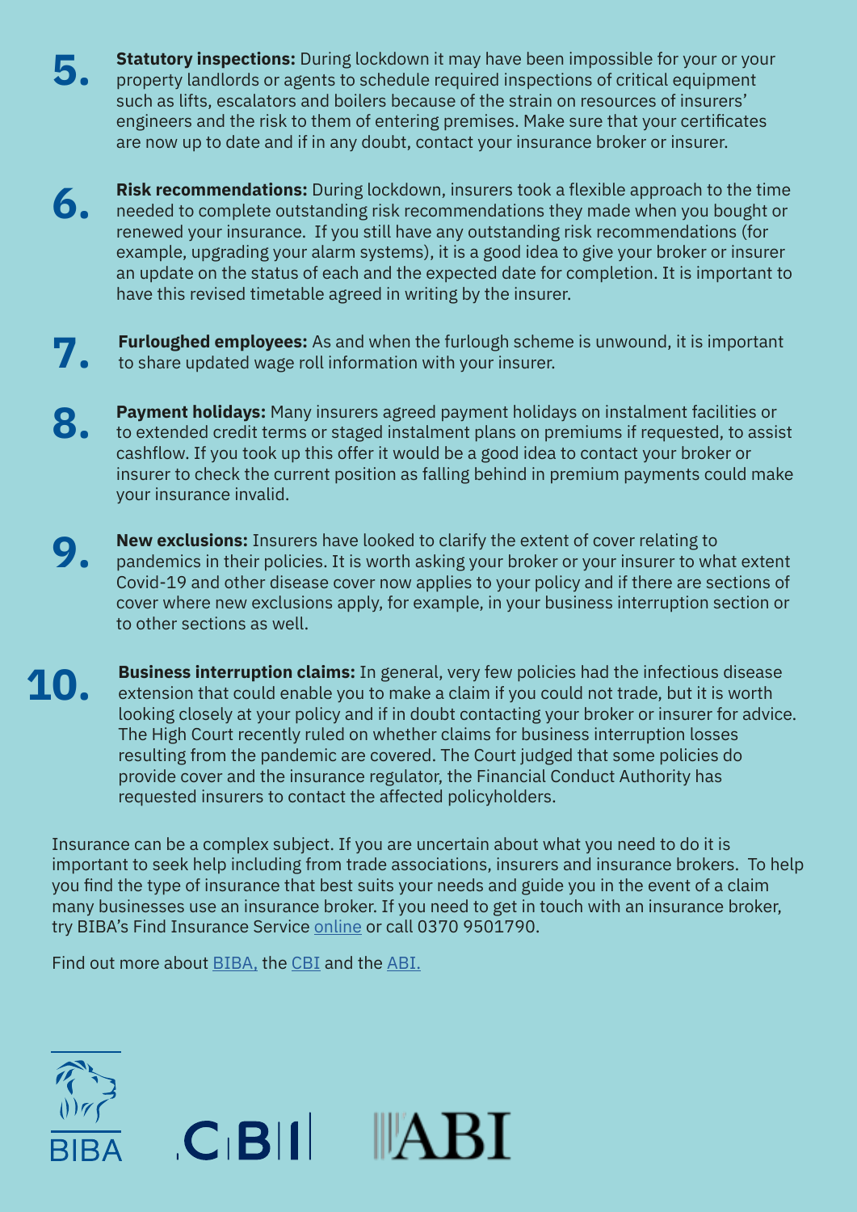5. **Statutory inspections:** During lockdown it may have been impossible for your or your property landlords or agents to schedule required inspections of critical equipment such as lifts, escalators and boilers because of the strain on resources of insurers' engineers and the risk to them of entering premises. Make sure that your certificates are now up to date and if in any doubt, contact your insurance broker or insurer.

6. **Risk recommendations:** During lockdown, insurers took a flexible approach to the time needed to complete outstanding risk recommendations they made when you bought or renewed your insurance. If you still have any outstanding risk recommendations (for example, upgrading your alarm systems), it is a good idea to give your broker or insurer an update on the status of each and the expected date for completion. It is important to have this revised timetable agreed in writing by the insurer.

7. **Furloughed employees:** As and when the furlough scheme is unwound, it is important to share updated wage roll information with your insurer.

8. **Payment holidays:** Many insurers agreed payment holidays on instalment facilities or to extended credit terms or staged instalment plans on premiums if requested, to assist cashflow. If you took up this offer it would be a good idea to contact your broker or insurer to check the current position as falling behind in premium payments could make your insurance invalid.

9. **New exclusions:** Insurers have looked to clarify the extent of cover relating to pandemics in their policies. It is worth asking your broker or your insurer to what extent Covid-19 and other disease cover now applies to your policy and if there are sections of cover where new exclusions apply, for example, in your business interruption section or to other sections as well.

10. **Business interruption claims:** In general, very few policies had the infectious disease extension that could enable you to make a claim if you could not trade, but it is worth looking closely at your policy and if in doubt contacting your broker or insurer for advice. The High Court recently ruled on whether claims for business interruption losses resulting from the pandemic are covered. The Court judged that some policies do provide cover and the insurance regulator, the Financial Conduct Authority has requested insurers to contact the affected policyholders.

Insurance can be a complex subject. If you are uncertain about what you need to do it is important to seek help including from trade associations, insurers and insurance brokers. To help you find the type of insurance that best suits your needs and guide you in the event of a claim many businesses use an insurance broker. If you need to get in touch with an insurance broker, try BIBA's Find Insurance Service online or call 0370 9501790.

Find out more about BIBA, the CBI and the ABI.

BIBA CBI ABI